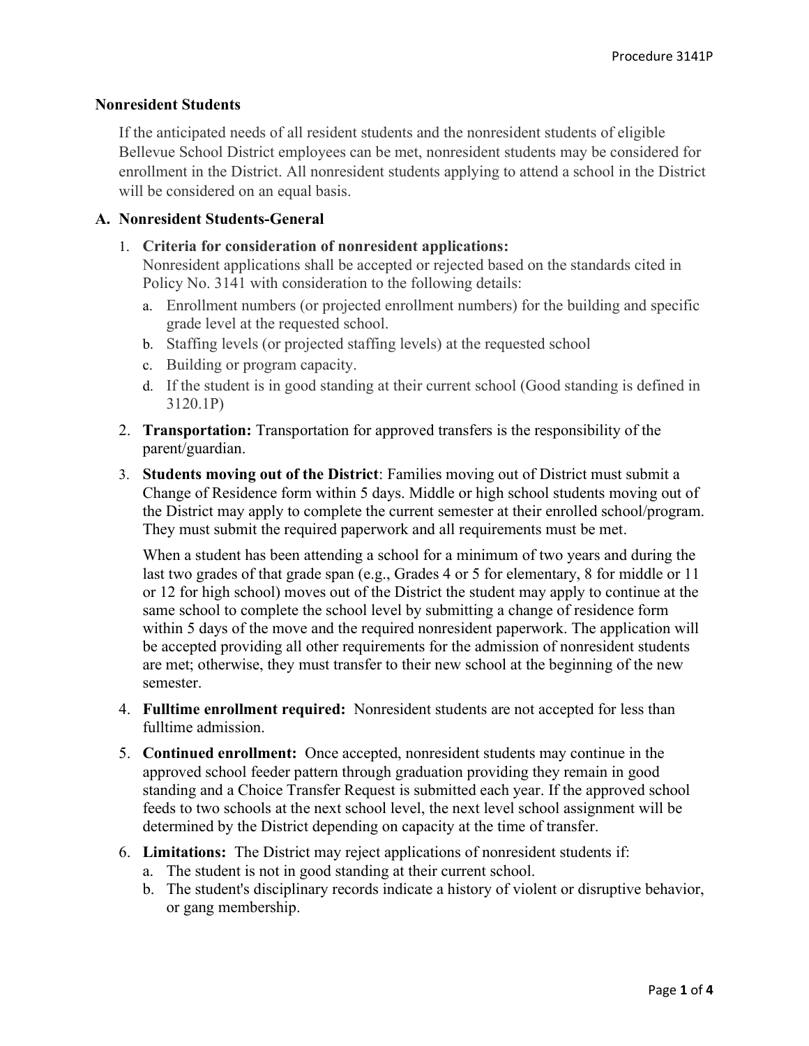## Nonresident Students

If the anticipated needs of all resident students and the nonresident students of eligible Bellevue School District employees can be met, nonresident students may be considered for enrollment in the District. All nonresident students applying to attend a school in the District will be considered on an equal basis.

### A. Nonresident Students-General

1. **Criteria for consideration of nonresident applications:**
   Nonresident applications shall be accepted or rejected based on the standards cited in Policy No. 3141 with consideration to the following details:
   a. Enrollment numbers (or projected enrollment numbers) for the building and specific grade level at the requested school.
   b. Staffing levels (or projected staffing levels) at the requested school
   c. Building or program capacity.
   d. If the student is in good standing at their current school (Good standing is defined in 3120.1P)
2. **Transportation:** Transportation for approved transfers is the responsibility of the parent/guardian.
3. **Students moving out of the District**: Families moving out of District must submit a Change of Residence form within 5 days. Middle or high school students moving out of the District may apply to complete the current semester at their enrolled school/program. They must submit the required paperwork and all requirements must be met.

   When a student has been attending a school for a minimum of two years and during the last two grades of that grade span (e.g., Grades 4 or 5 for elementary, 8 for middle or 11 or 12 for high school) moves out of the District the student may apply to continue at the same school to complete the school level by submitting a change of residence form within 5 days of the move and the required nonresident paperwork. The application will be accepted providing all other requirements for the admission of nonresident students are met; otherwise, they must transfer to their new school at the beginning of the new semester.
4. **Fulltime enrollment required:** Nonresident students are not accepted for less than fulltime admission.
5. **Continued enrollment:** Once accepted, nonresident students may continue in the approved school feeder pattern through graduation providing they remain in good standing and a Choice Transfer Request is submitted each year. If the approved school feeds to two schools at the next school level, the next level school assignment will be determined by the District depending on capacity at the time of transfer.
6. **Limitations:** The District may reject applications of nonresident students if:
   a. The student is not in good standing at their current school.
   b. The student's disciplinary records indicate a history of violent or disruptive behavior, or gang membership.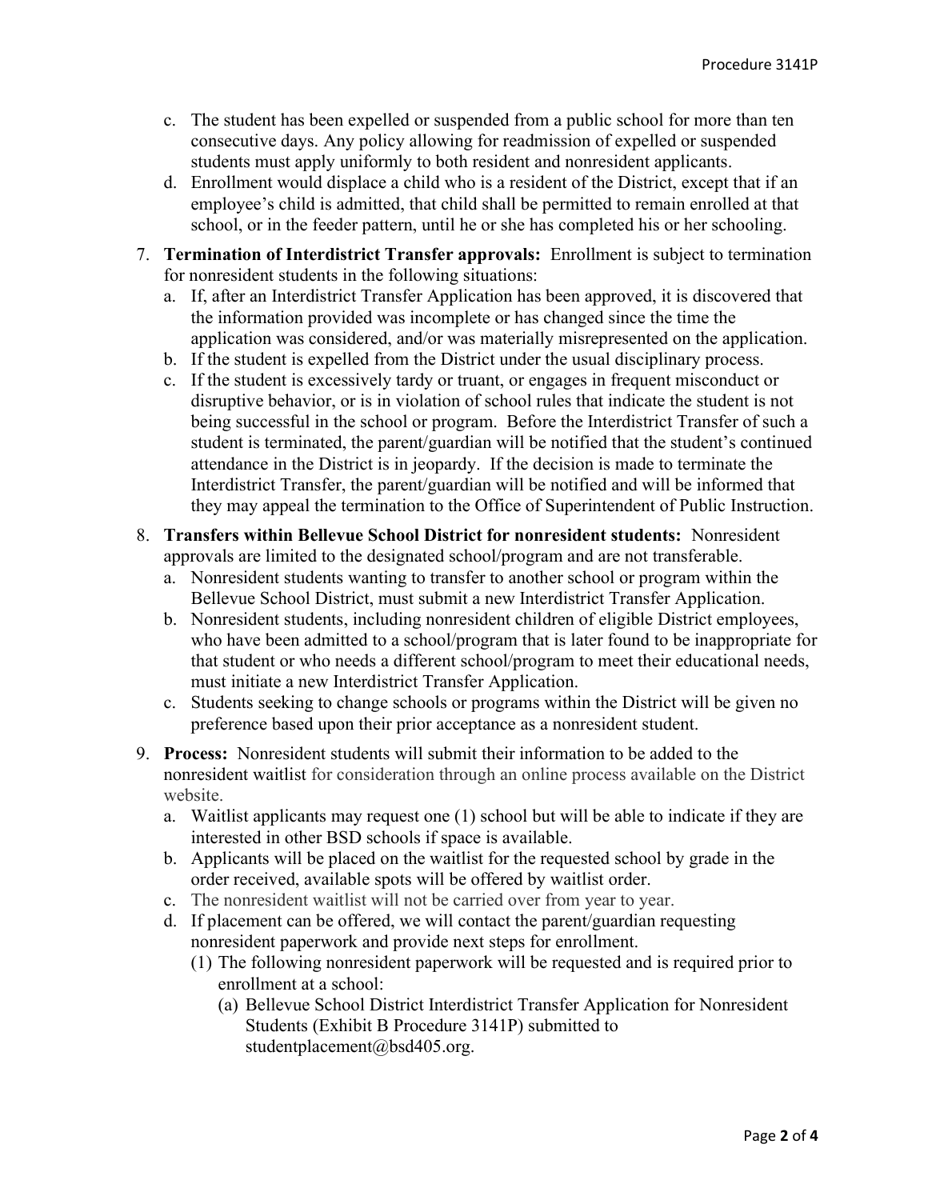c. The student has been expelled or suspended from a public school for more than ten consecutive days. Any policy allowing for readmission of expelled or suspended students must apply uniformly to both resident and nonresident applicants.
d. Enrollment would displace a child who is a resident of the District, except that if an employee's child is admitted, that child shall be permitted to remain enrolled at that school, or in the feeder pattern, until he or she has completed his or her schooling.

7. **Termination of Interdistrict Transfer approvals:** Enrollment is subject to termination for nonresident students in the following situations:
   a. If, after an Interdistrict Transfer Application has been approved, it is discovered that the information provided was incomplete or has changed since the time the application was considered, and/or was materially misrepresented on the application.
   b. If the student is expelled from the District under the usual disciplinary process.
   c. If the student is excessively tardy or truant, or engages in frequent misconduct or disruptive behavior, or is in violation of school rules that indicate the student is not being successful in the school or program. Before the Interdistrict Transfer of such a student is terminated, the parent/guardian will be notified that the student's continued attendance in the District is in jeopardy. If the decision is made to terminate the Interdistrict Transfer, the parent/guardian will be notified and will be informed that they may appeal the termination to the Office of Superintendent of Public Instruction.

8. **Transfers within Bellevue School District for nonresident students:** Nonresident approvals are limited to the designated school/program and are not transferable.
   a. Nonresident students wanting to transfer to another school or program within the Bellevue School District, must submit a new Interdistrict Transfer Application.
   b. Nonresident students, including nonresident children of eligible District employees, who have been admitted to a school/program that is later found to be inappropriate for that student or who needs a different school/program to meet their educational needs, must initiate a new Interdistrict Transfer Application.
   c. Students seeking to change schools or programs within the District will be given no preference based upon their prior acceptance as a nonresident student.

9. **Process:** Nonresident students will submit their information to be added to the nonresident waitlist for consideration through an online process available on the District website.
   a. Waitlist applicants may request one (1) school but will be able to indicate if they are interested in other BSD schools if space is available.
   b. Applicants will be placed on the waitlist for the requested school by grade in the order received, available spots will be offered by waitlist order.
   c. The nonresident waitlist will not be carried over from year to year.
   d. If placement can be offered, we will contact the parent/guardian requesting nonresident paperwork and provide next steps for enrollment.
      (1) The following nonresident paperwork will be requested and is required prior to enrollment at a school:
         (a) Bellevue School District Interdistrict Transfer Application for Nonresident Students (Exhibit B Procedure 3141P) submitted to studentplacement@bsd405.org.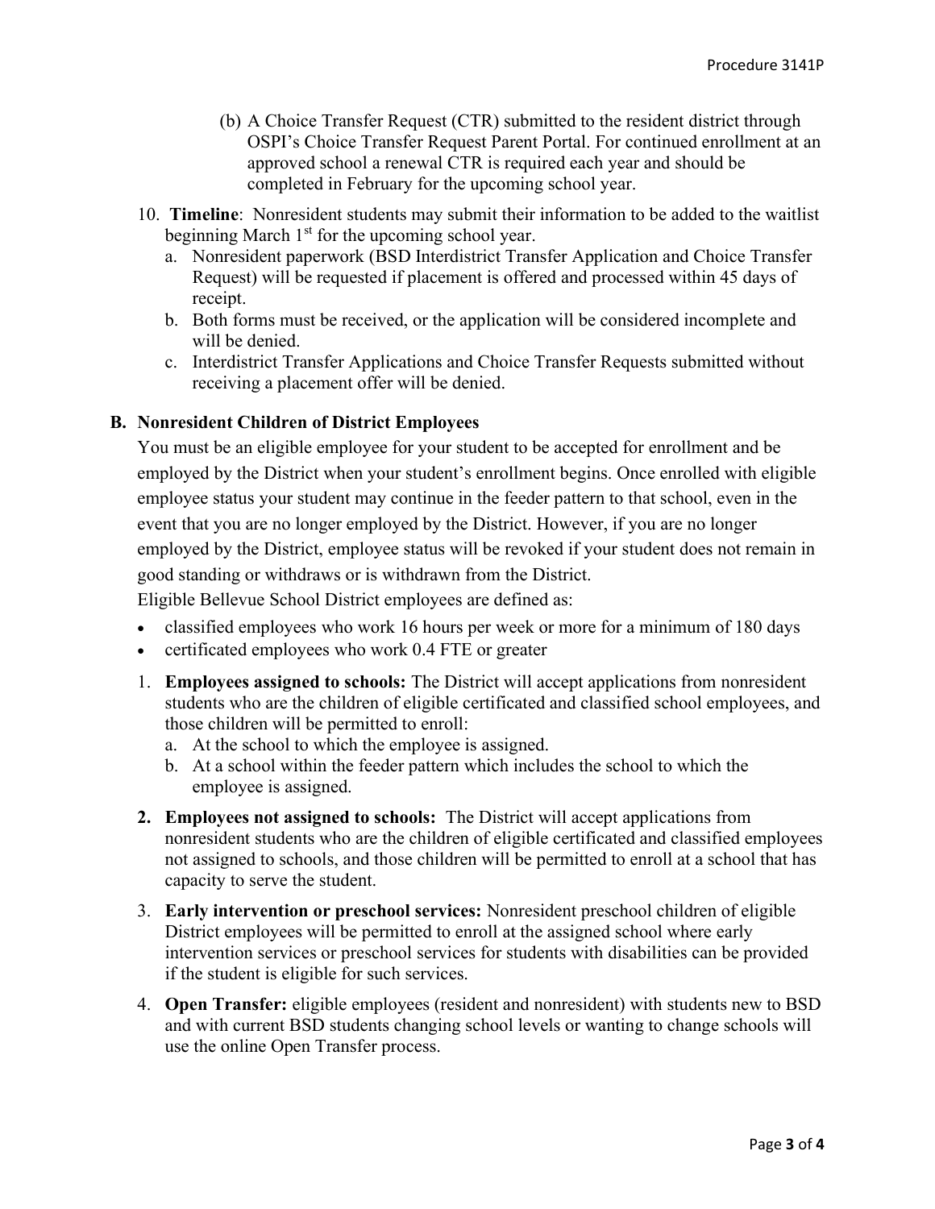(b) A Choice Transfer Request (CTR) submitted to the resident district through OSPI's Choice Transfer Request Parent Portal. For continued enrollment at an approved school a renewal CTR is required each year and should be completed in February for the upcoming school year.

10. **Timeline**: Nonresident students may submit their information to be added to the waitlist beginning March 1st for the upcoming school year.
    a. Nonresident paperwork (BSD Interdistrict Transfer Application and Choice Transfer Request) will be requested if placement is offered and processed within 45 days of receipt.
    b. Both forms must be received, or the application will be considered incomplete and will be denied.
    c. Interdistrict Transfer Applications and Choice Transfer Requests submitted without receiving a placement offer will be denied.

**B. Nonresident Children of District Employees**

You must be an eligible employee for your student to be accepted for enrollment and be employed by the District when your student's enrollment begins. Once enrolled with eligible employee status your student may continue in the feeder pattern to that school, even in the event that you are no longer employed by the District. However, if you are no longer employed by the District, employee status will be revoked if your student does not remain in good standing or withdraws or is withdrawn from the District.

Eligible Bellevue School District employees are defined as:

- classified employees who work 16 hours per week or more for a minimum of 180 days
- certificated employees who work 0.4 FTE or greater

1. **Employees assigned to schools:** The District will accept applications from nonresident students who are the children of eligible certificated and classified school employees, and those children will be permitted to enroll:
   a. At the school to which the employee is assigned.
   b. At a school within the feeder pattern which includes the school to which the employee is assigned.
2. **Employees not assigned to schools:** The District will accept applications from nonresident students who are the children of eligible certificated and classified employees not assigned to schools, and those children will be permitted to enroll at a school that has capacity to serve the student.
3. **Early intervention or preschool services:** Nonresident preschool children of eligible District employees will be permitted to enroll at the assigned school where early intervention services or preschool services for students with disabilities can be provided if the student is eligible for such services.
4. **Open Transfer:** eligible employees (resident and nonresident) with students new to BSD and with current BSD students changing school levels or wanting to change schools will use the online Open Transfer process.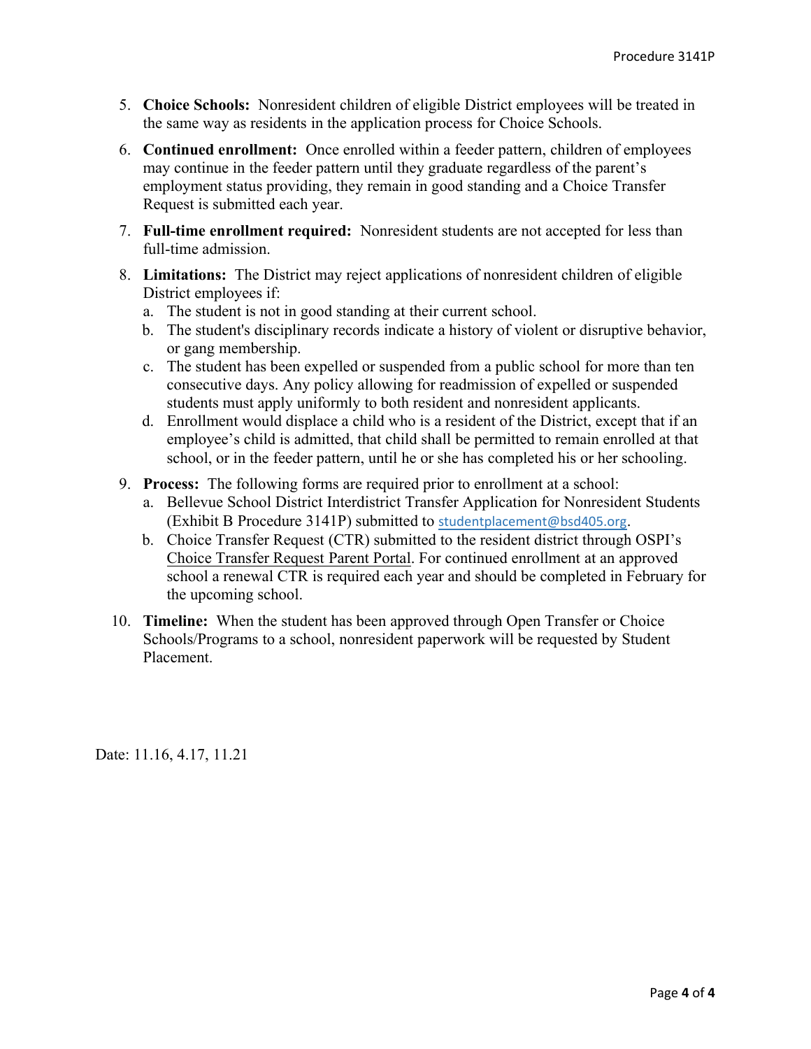5. **Choice Schools:** Nonresident children of eligible District employees will be treated in the same way as residents in the application process for Choice Schools.

6. **Continued enrollment:** Once enrolled within a feeder pattern, children of employees may continue in the feeder pattern until they graduate regardless of the parent's employment status providing, they remain in good standing and a Choice Transfer Request is submitted each year.

7. **Full-time enrollment required:** Nonresident students are not accepted for less than full-time admission.

8. **Limitations:** The District may reject applications of nonresident children of eligible District employees if:
   a. The student is not in good standing at their current school.
   b. The student's disciplinary records indicate a history of violent or disruptive behavior, or gang membership.
   c. The student has been expelled or suspended from a public school for more than ten consecutive days. Any policy allowing for readmission of expelled or suspended students must apply uniformly to both resident and nonresident applicants.
   d. Enrollment would displace a child who is a resident of the District, except that if an employee's child is admitted, that child shall be permitted to remain enrolled at that school, or in the feeder pattern, until he or she has completed his or her schooling.

9. **Process:** The following forms are required prior to enrollment at a school:
   a. Bellevue School District Interdistrict Transfer Application for Nonresident Students (Exhibit B Procedure 3141P) submitted to studentplacement@bsd405.org.
   b. Choice Transfer Request (CTR) submitted to the resident district through OSPI's Choice Transfer Request Parent Portal. For continued enrollment at an approved school a renewal CTR is required each year and should be completed in February for the upcoming school.

10. **Timeline:** When the student has been approved through Open Transfer or Choice Schools/Programs to a school, nonresident paperwork will be requested by Student Placement.

Date: 11.16, 4.17, 11.21